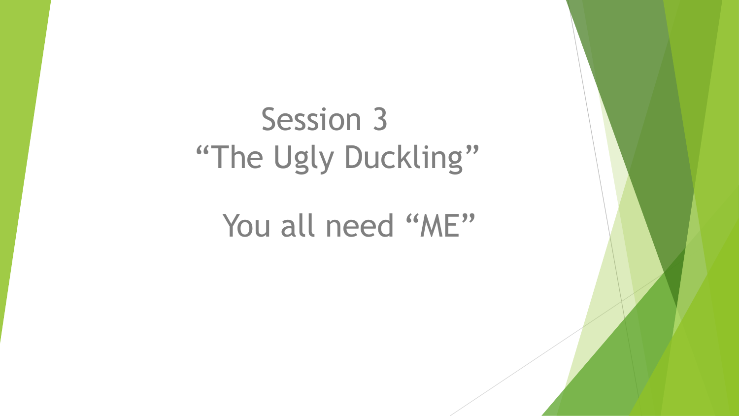# Session 3
# "The Ugly Duckling"

## You all need "ME"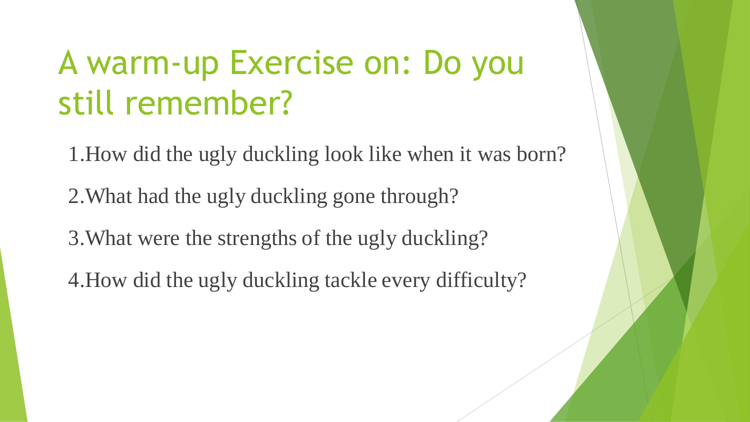# A warm-up Exercise on: Do you still remember?

1.How did the ugly duckling look like when it was born?

2.What had the ugly duckling gone through?

3.What were the strengths of the ugly duckling?

4.How did the ugly duckling tackle every difficulty?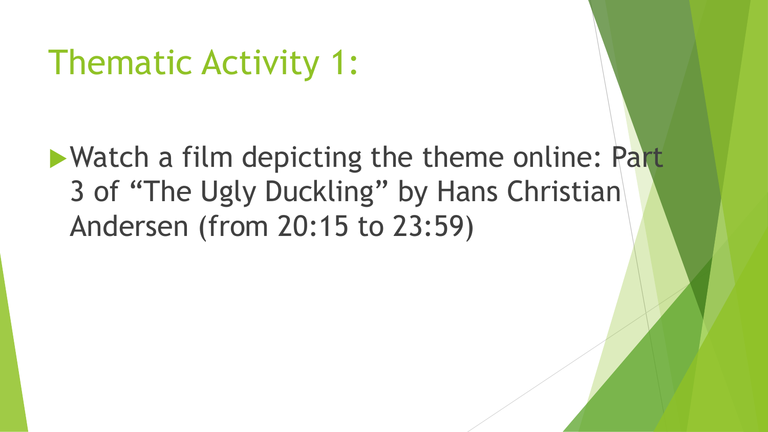# Thematic Activity 1:

- Watch a film depicting the theme online: Part 3 of "The Ugly Duckling" by Hans Christian Andersen (from 20:15 to 23:59)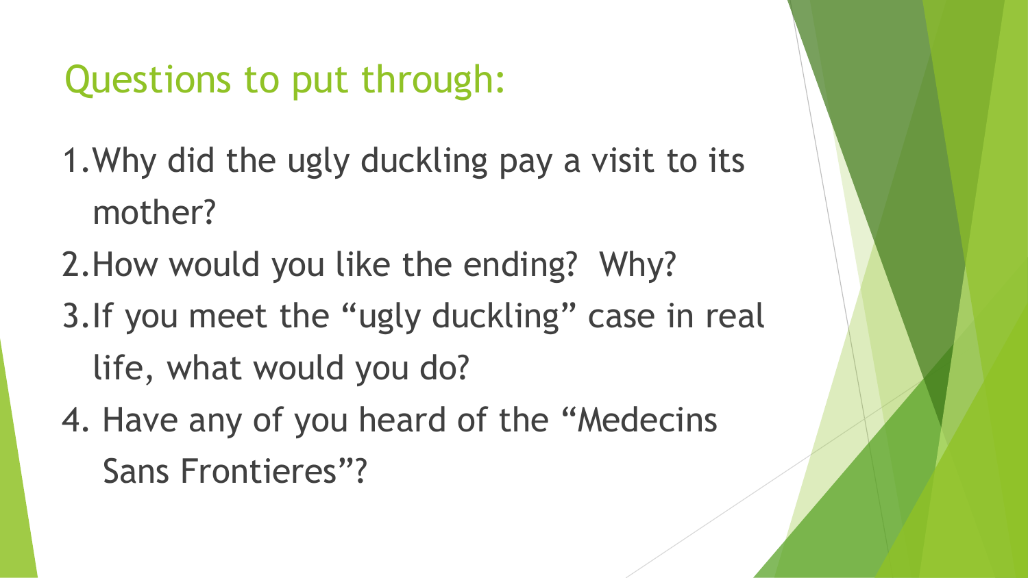## Questions to put through:

1. Why did the ugly duckling pay a visit to its mother?
2. How would you like the ending? Why?
3. If you meet the “ugly duckling” case in real life, what would you do?
4. Have any of you heard of the “Medecins Sans Frontieres”?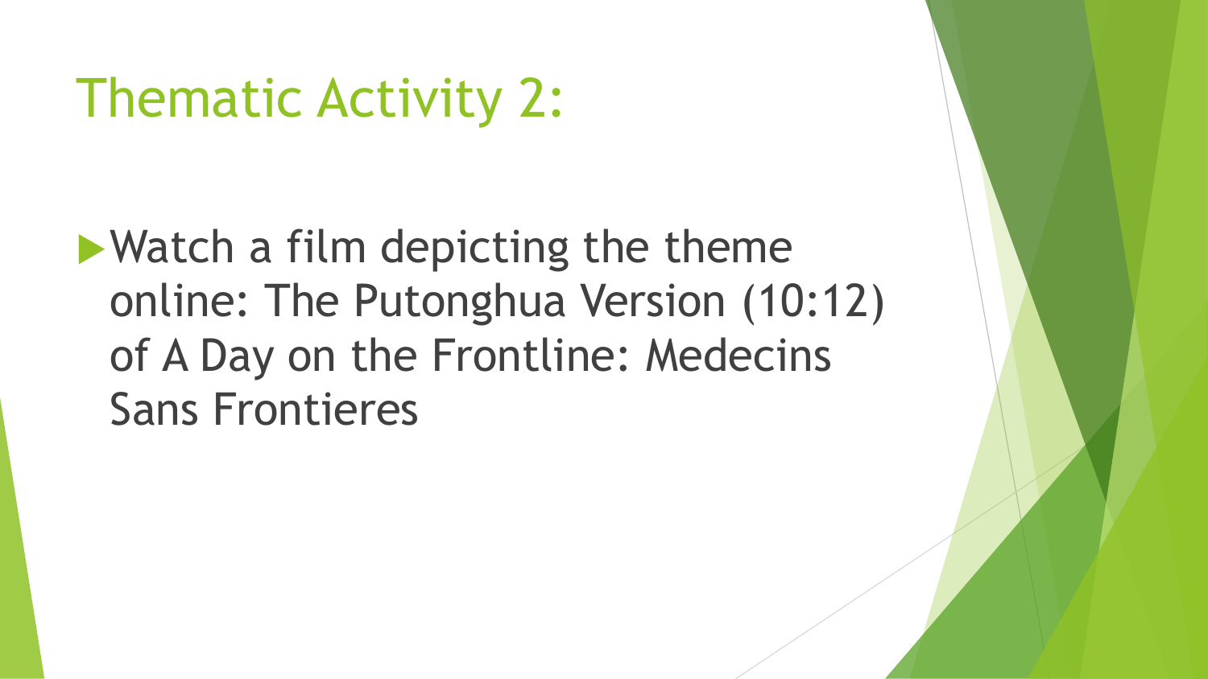# Thematic Activity 2:

- Watch a film depicting the theme online: The Putonghua Version (10:12) of A Day on the Frontline: Medecins Sans Frontieres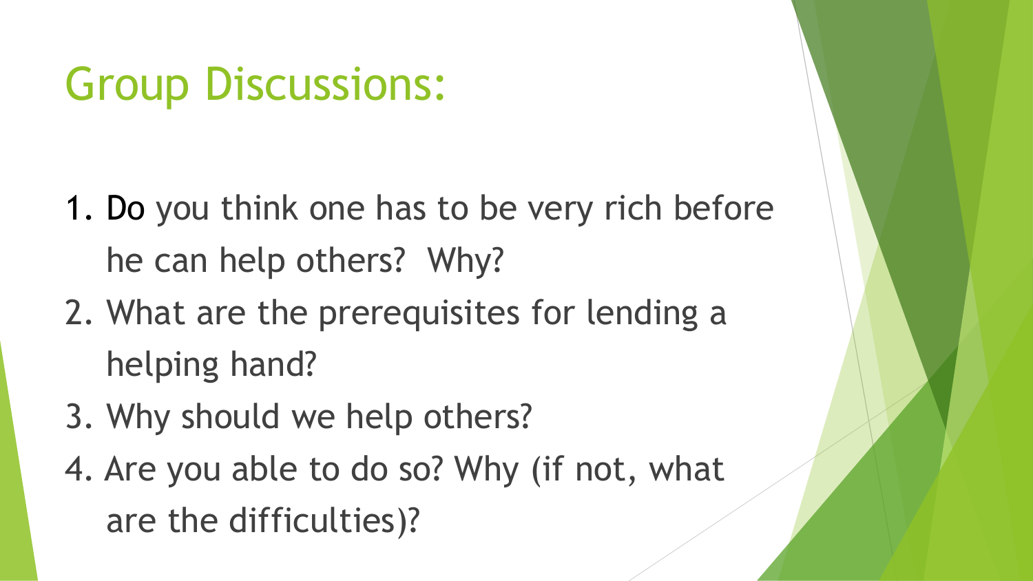# Group Discussions:

1. Do you think one has to be very rich before he can help others? Why?
2. What are the prerequisites for lending a helping hand?
3. Why should we help others?
4. Are you able to do so? Why (if not, what are the difficulties)?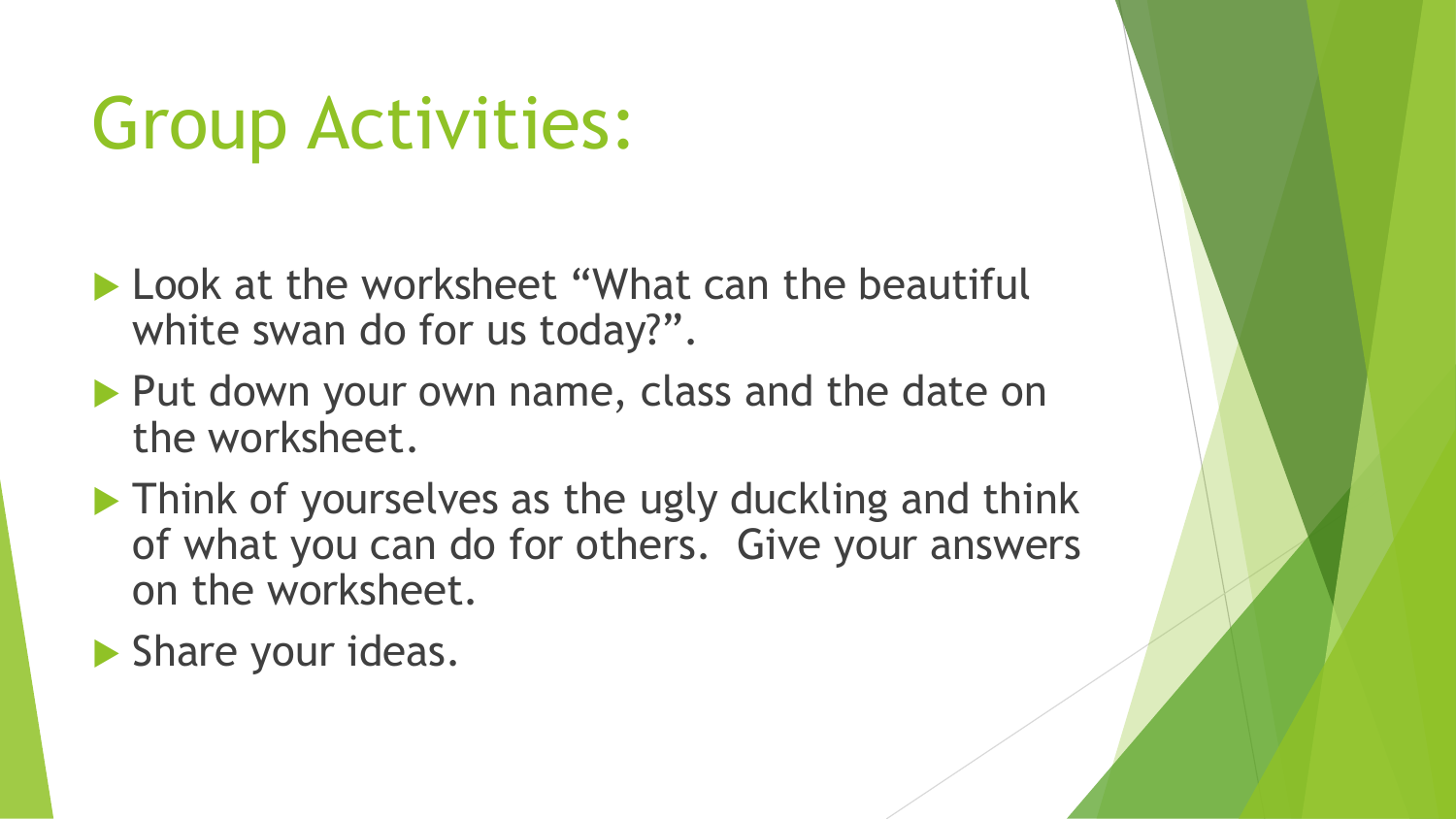# Group Activities:

- Look at the worksheet “What can the beautiful white swan do for us today?”.
- Put down your own name, class and the date on the worksheet.
- Think of yourselves as the ugly duckling and think of what you can do for others. Give your answers on the worksheet.
- Share your ideas.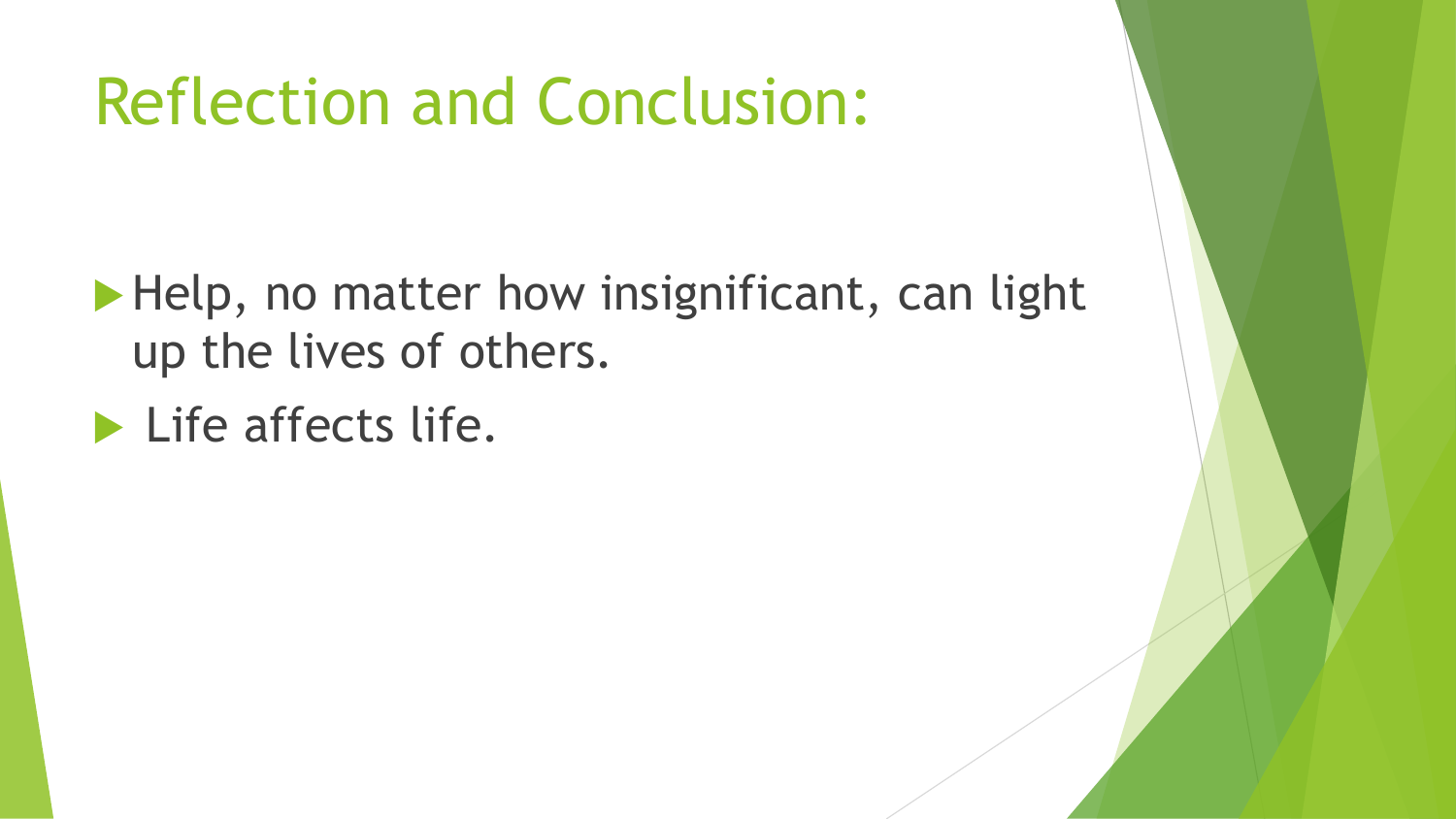# Reflection and Conclusion:

- Help, no matter how insignificant, can light up the lives of others.
- Life affects life.